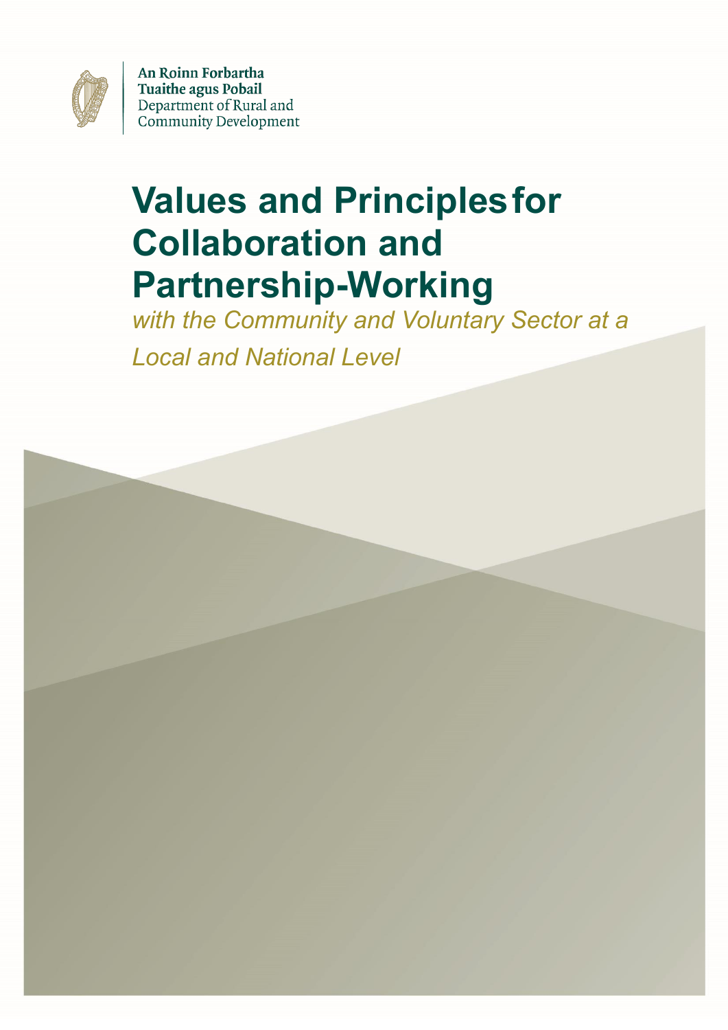An Roinn Forbartha
Tuaithe agus Pobail
Department of Rural and
Community Development

# Values and Principles for Collaboration and Partnership-Working

*with the Community and Voluntary Sector at a Local and National Level*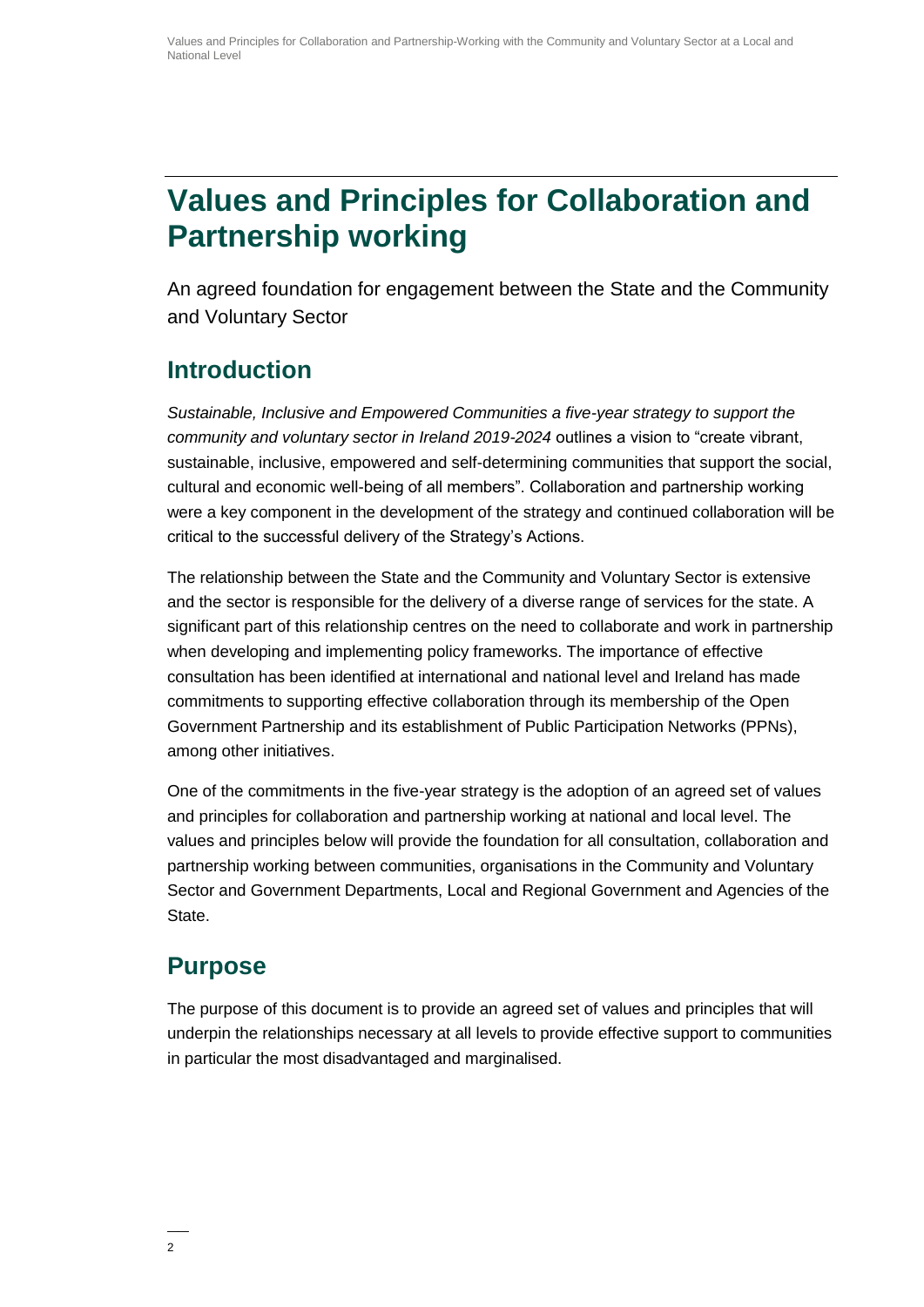# Values and Principles for Collaboration and Partnership working

An agreed foundation for engagement between the State and the Community and Voluntary Sector

## Introduction

*Sustainable, Inclusive and Empowered Communities a five-year strategy to support the community and voluntary sector in Ireland 2019-2024* outlines a vision to "create vibrant, sustainable, inclusive, empowered and self-determining communities that support the social, cultural and economic well-being of all members". Collaboration and partnership working were a key component in the development of the strategy and continued collaboration will be critical to the successful delivery of the Strategy's Actions.

The relationship between the State and the Community and Voluntary Sector is extensive and the sector is responsible for the delivery of a diverse range of services for the state. A significant part of this relationship centres on the need to collaborate and work in partnership when developing and implementing policy frameworks. The importance of effective consultation has been identified at international and national level and Ireland has made commitments to supporting effective collaboration through its membership of the Open Government Partnership and its establishment of Public Participation Networks (PPNs), among other initiatives.

One of the commitments in the five-year strategy is the adoption of an agreed set of values and principles for collaboration and partnership working at national and local level. The values and principles below will provide the foundation for all consultation, collaboration and partnership working between communities, organisations in the Community and Voluntary Sector and Government Departments, Local and Regional Government and Agencies of the State.

## Purpose

The purpose of this document is to provide an agreed set of values and principles that will underpin the relationships necessary at all levels to provide effective support to communities in particular the most disadvantaged and marginalised.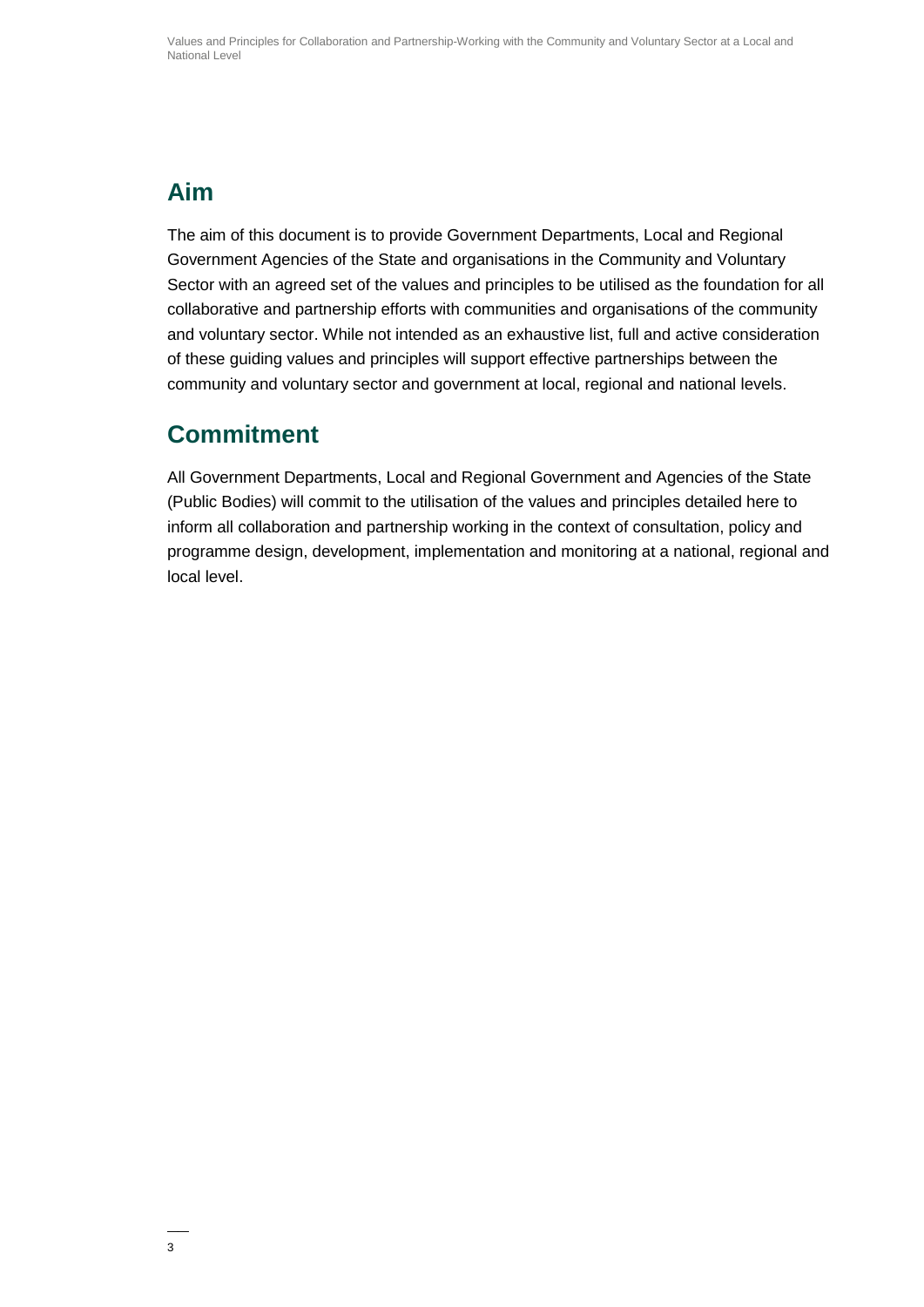## Aim

The aim of this document is to provide Government Departments, Local and Regional Government Agencies of the State and organisations in the Community and Voluntary Sector with an agreed set of the values and principles to be utilised as the foundation for all collaborative and partnership efforts with communities and organisations of the community and voluntary sector. While not intended as an exhaustive list, full and active consideration of these guiding values and principles will support effective partnerships between the community and voluntary sector and government at local, regional and national levels.

## Commitment

All Government Departments, Local and Regional Government and Agencies of the State (Public Bodies) will commit to the utilisation of the values and principles detailed here to inform all collaboration and partnership working in the context of consultation, policy and programme design, development, implementation and monitoring at a national, regional and local level.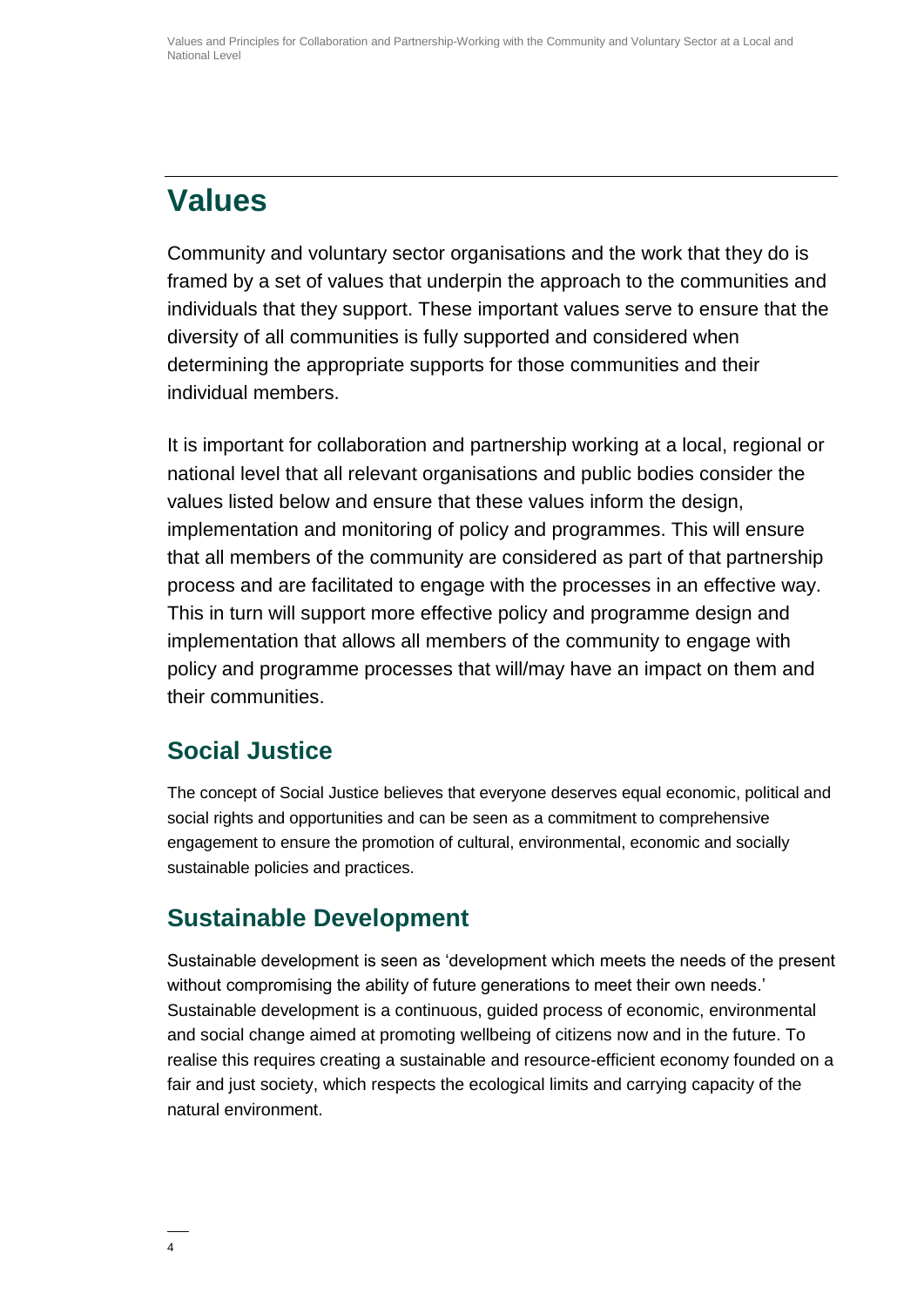# Values

Community and voluntary sector organisations and the work that they do is framed by a set of values that underpin the approach to the communities and individuals that they support. These important values serve to ensure that the diversity of all communities is fully supported and considered when determining the appropriate supports for those communities and their individual members.

It is important for collaboration and partnership working at a local, regional or national level that all relevant organisations and public bodies consider the values listed below and ensure that these values inform the design, implementation and monitoring of policy and programmes. This will ensure that all members of the community are considered as part of that partnership process and are facilitated to engage with the processes in an effective way. This in turn will support more effective policy and programme design and implementation that allows all members of the community to engage with policy and programme processes that will/may have an impact on them and their communities.

## Social Justice

The concept of Social Justice believes that everyone deserves equal economic, political and social rights and opportunities and can be seen as a commitment to comprehensive engagement to ensure the promotion of cultural, environmental, economic and socially sustainable policies and practices.

## Sustainable Development

Sustainable development is seen as 'development which meets the needs of the present without compromising the ability of future generations to meet their own needs.' Sustainable development is a continuous, guided process of economic, environmental and social change aimed at promoting wellbeing of citizens now and in the future. To realise this requires creating a sustainable and resource-efficient economy founded on a fair and just society, which respects the ecological limits and carrying capacity of the natural environment.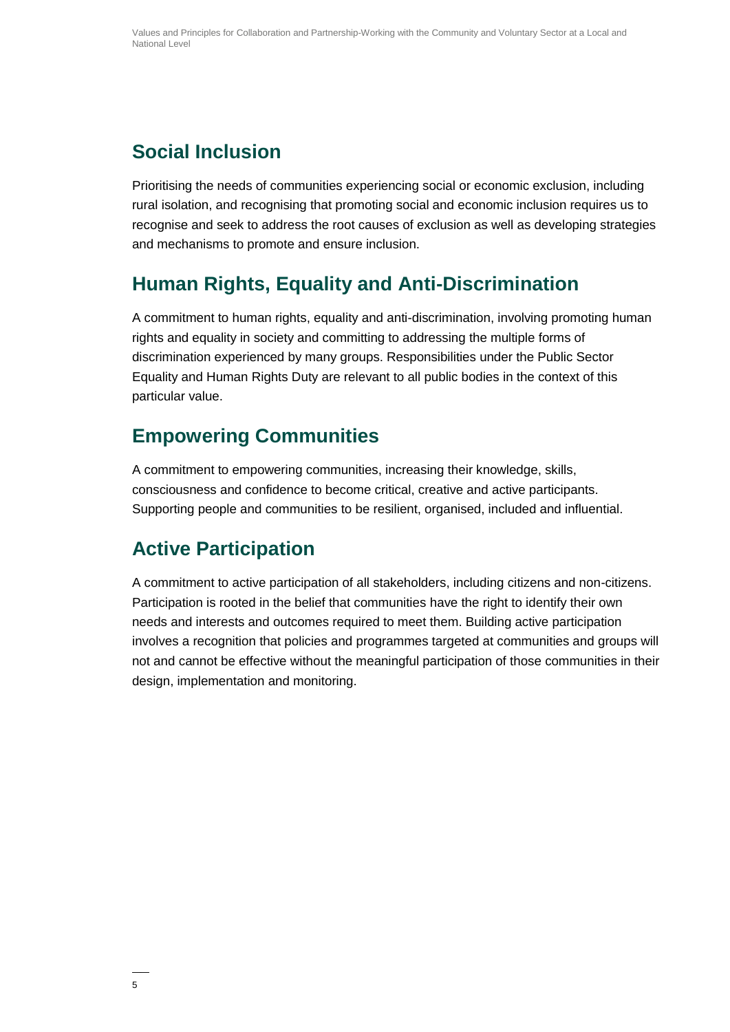## Social Inclusion

Prioritising the needs of communities experiencing social or economic exclusion, including rural isolation, and recognising that promoting social and economic inclusion requires us to recognise and seek to address the root causes of exclusion as well as developing strategies and mechanisms to promote and ensure inclusion.

## Human Rights, Equality and Anti-Discrimination

A commitment to human rights, equality and anti-discrimination, involving promoting human rights and equality in society and committing to addressing the multiple forms of discrimination experienced by many groups. Responsibilities under the Public Sector Equality and Human Rights Duty are relevant to all public bodies in the context of this particular value.

## Empowering Communities

A commitment to empowering communities, increasing their knowledge, skills, consciousness and confidence to become critical, creative and active participants. Supporting people and communities to be resilient, organised, included and influential.

## Active Participation

A commitment to active participation of all stakeholders, including citizens and non-citizens. Participation is rooted in the belief that communities have the right to identify their own needs and interests and outcomes required to meet them. Building active participation involves a recognition that policies and programmes targeted at communities and groups will not and cannot be effective without the meaningful participation of those communities in their design, implementation and monitoring.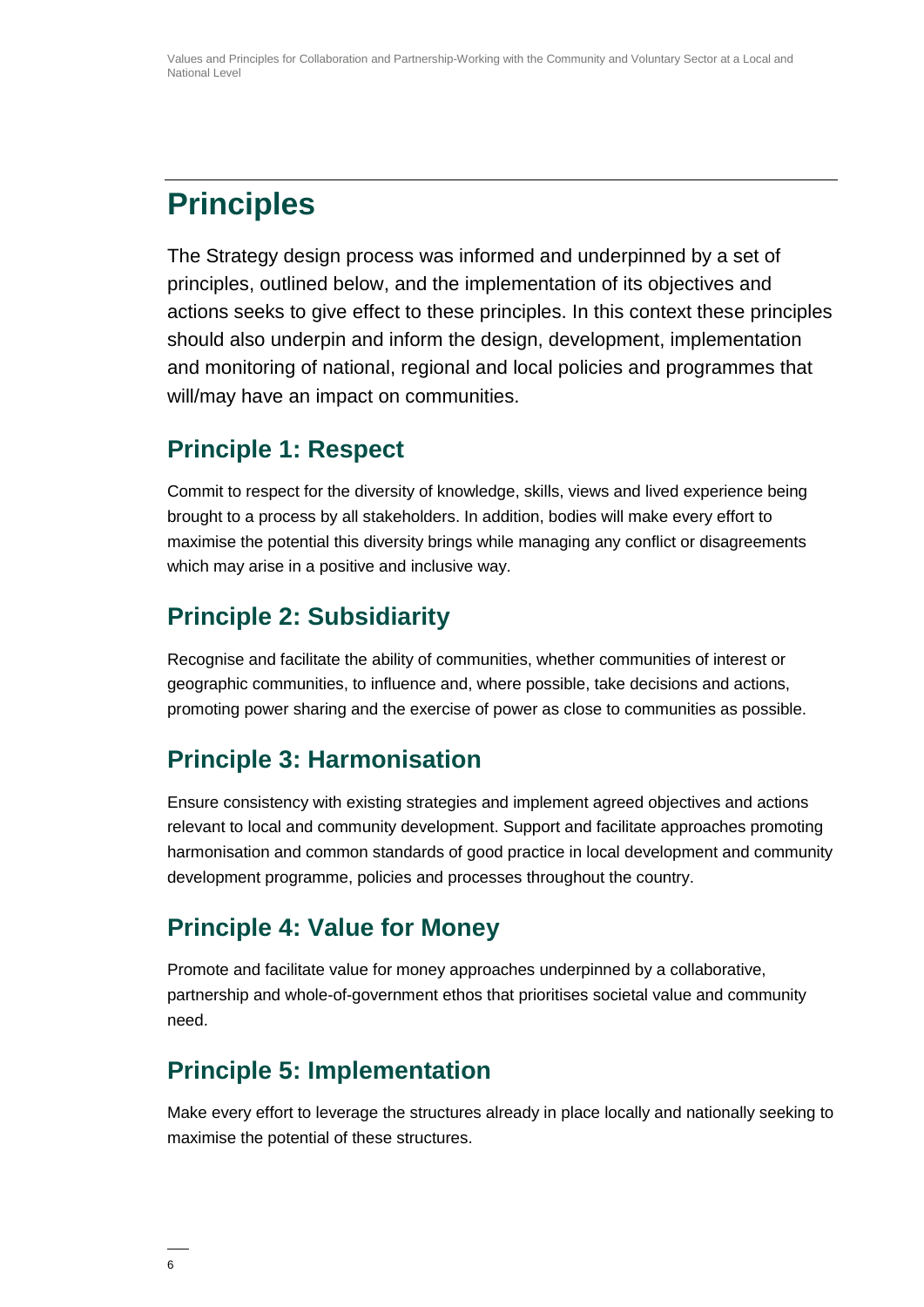# Principles

The Strategy design process was informed and underpinned by a set of principles, outlined below, and the implementation of its objectives and actions seeks to give effect to these principles. In this context these principles should also underpin and inform the design, development, implementation and monitoring of national, regional and local policies and programmes that will/may have an impact on communities.

## Principle 1: Respect

Commit to respect for the diversity of knowledge, skills, views and lived experience being brought to a process by all stakeholders. In addition, bodies will make every effort to maximise the potential this diversity brings while managing any conflict or disagreements which may arise in a positive and inclusive way.

## Principle 2: Subsidiarity

Recognise and facilitate the ability of communities, whether communities of interest or geographic communities, to influence and, where possible, take decisions and actions, promoting power sharing and the exercise of power as close to communities as possible.

## Principle 3: Harmonisation

Ensure consistency with existing strategies and implement agreed objectives and actions relevant to local and community development. Support and facilitate approaches promoting harmonisation and common standards of good practice in local development and community development programme, policies and processes throughout the country.

## Principle 4: Value for Money

Promote and facilitate value for money approaches underpinned by a collaborative, partnership and whole-of-government ethos that prioritises societal value and community need.

## Principle 5: Implementation

Make every effort to leverage the structures already in place locally and nationally seeking to maximise the potential of these structures.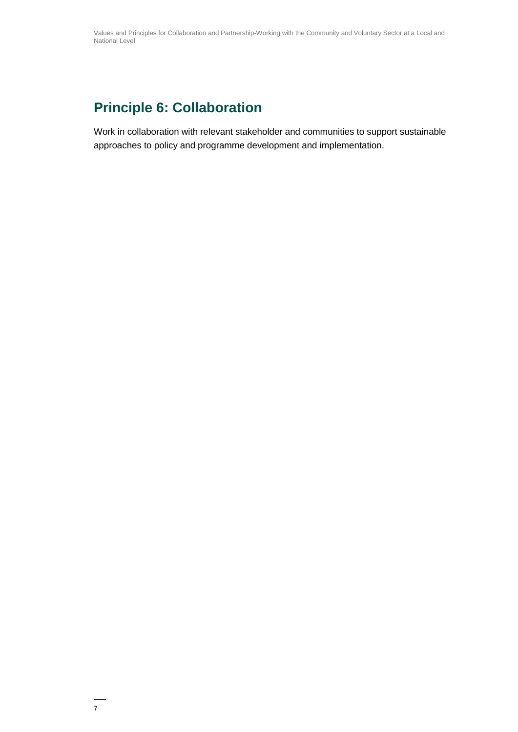## Principle 6: Collaboration

Work in collaboration with relevant stakeholder and communities to support sustainable approaches to policy and programme development and implementation.